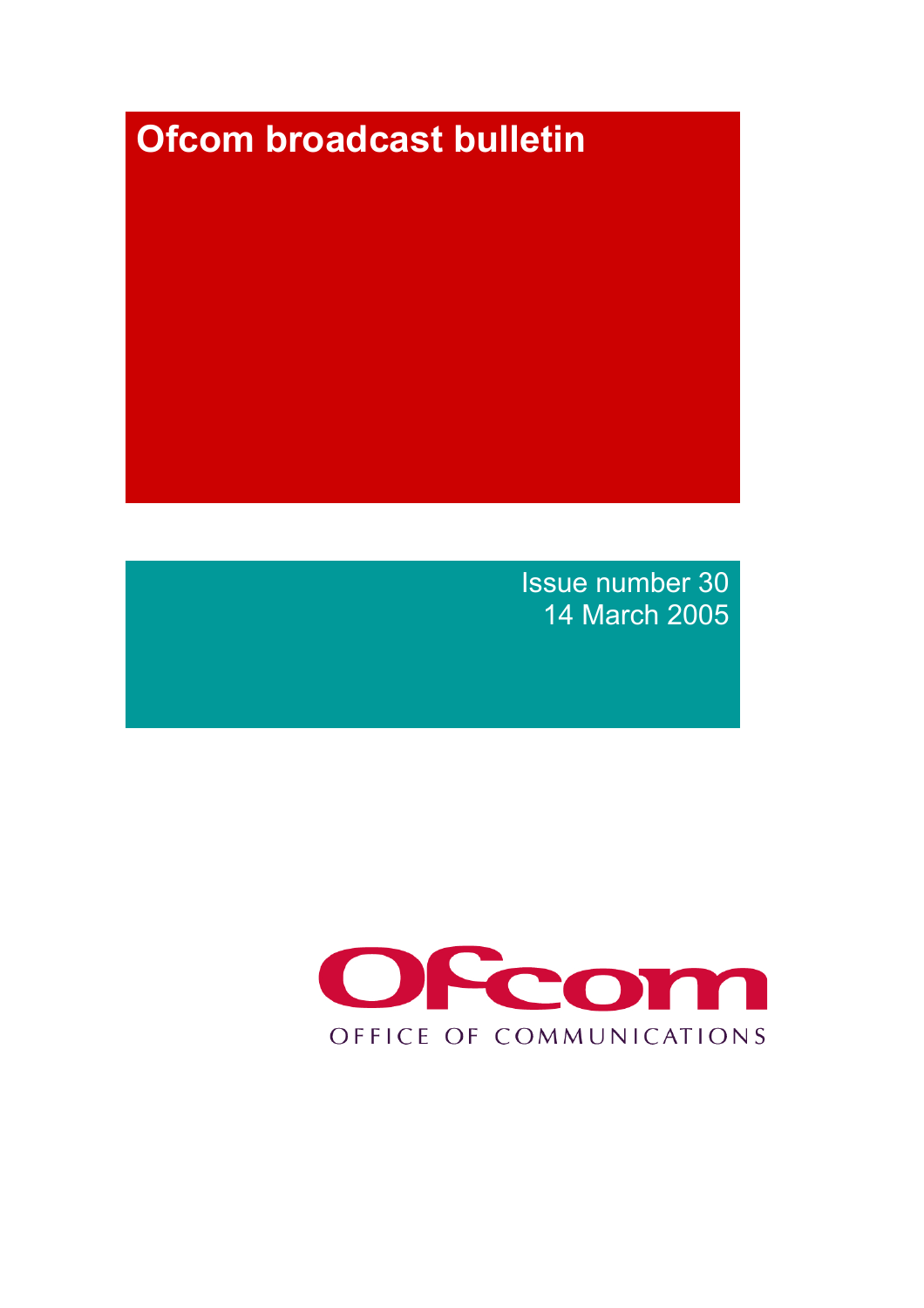# Ofcom broadcast bulletin

Issue number 30
14 March 2005

Ofcom

OFFICE OF COMMUNICATIONS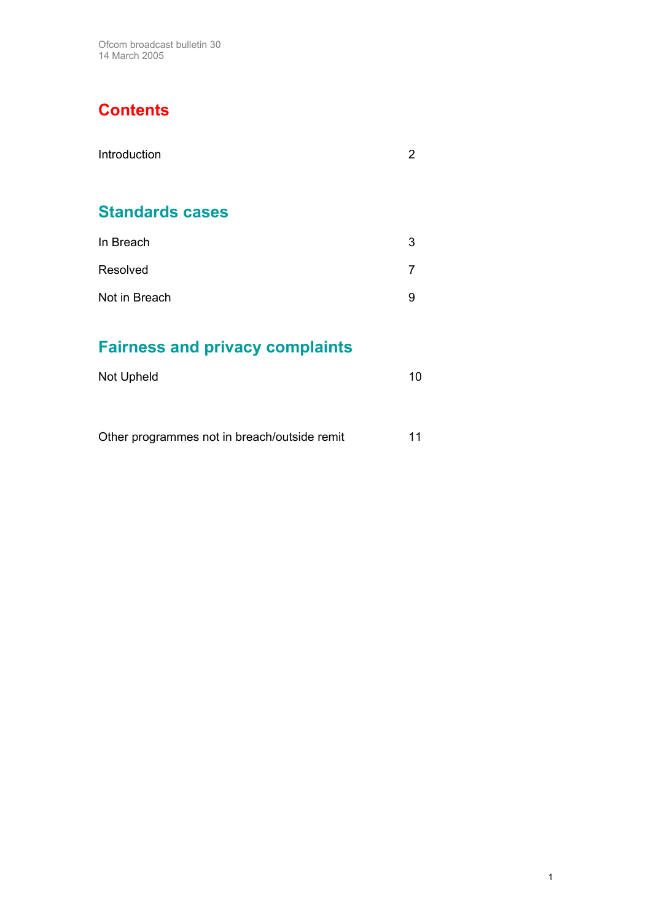Ofcom broadcast bulletin 30
14 March 2005

# Contents

| | |
|---|---|
| Introduction | 2 |

## Standards cases

| | |
|---|---|
| In Breach | 3 |
| Resolved | 7 |
| Not in Breach | 9 |

## Fairness and privacy complaints

| | |
|---|---|
| Not Upheld | 10 |
| Other programmes not in breach/outside remit | 11 |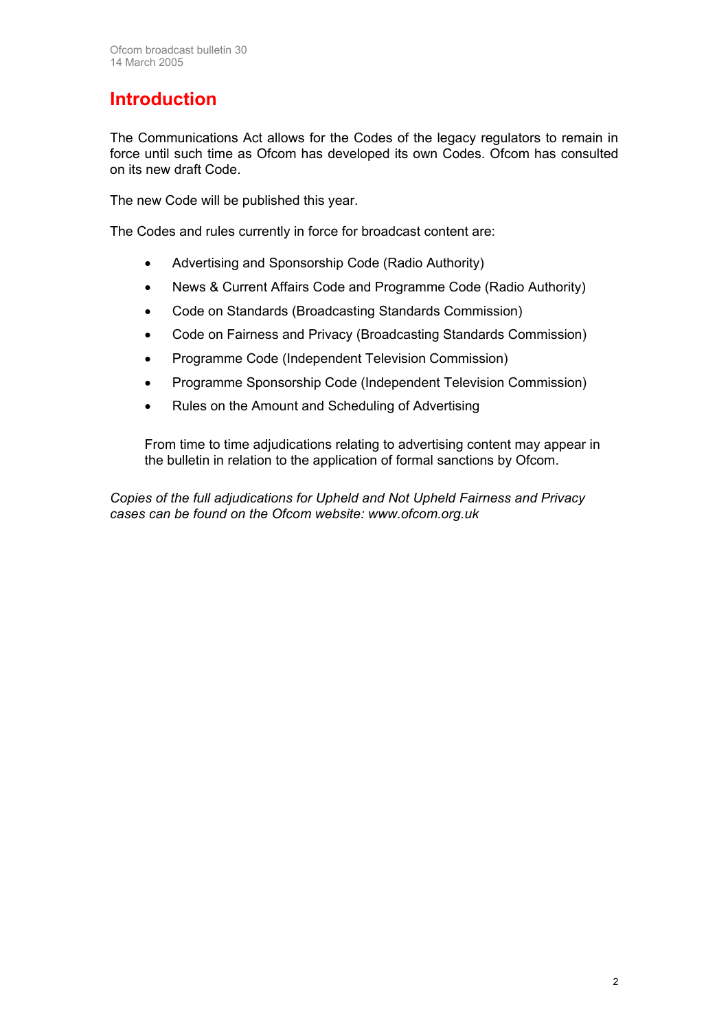# Introduction

The Communications Act allows for the Codes of the legacy regulators to remain in force until such time as Ofcom has developed its own Codes. Ofcom has consulted on its new draft Code.

The new Code will be published this year.

The Codes and rules currently in force for broadcast content are:

- Advertising and Sponsorship Code (Radio Authority)
- News & Current Affairs Code and Programme Code (Radio Authority)
- Code on Standards (Broadcasting Standards Commission)
- Code on Fairness and Privacy (Broadcasting Standards Commission)
- Programme Code (Independent Television Commission)
- Programme Sponsorship Code (Independent Television Commission)
- Rules on the Amount and Scheduling of Advertising

From time to time adjudications relating to advertising content may appear in the bulletin in relation to the application of formal sanctions by Ofcom.

*Copies of the full adjudications for Upheld and Not Upheld Fairness and Privacy cases can be found on the Ofcom website: www.ofcom.org.uk*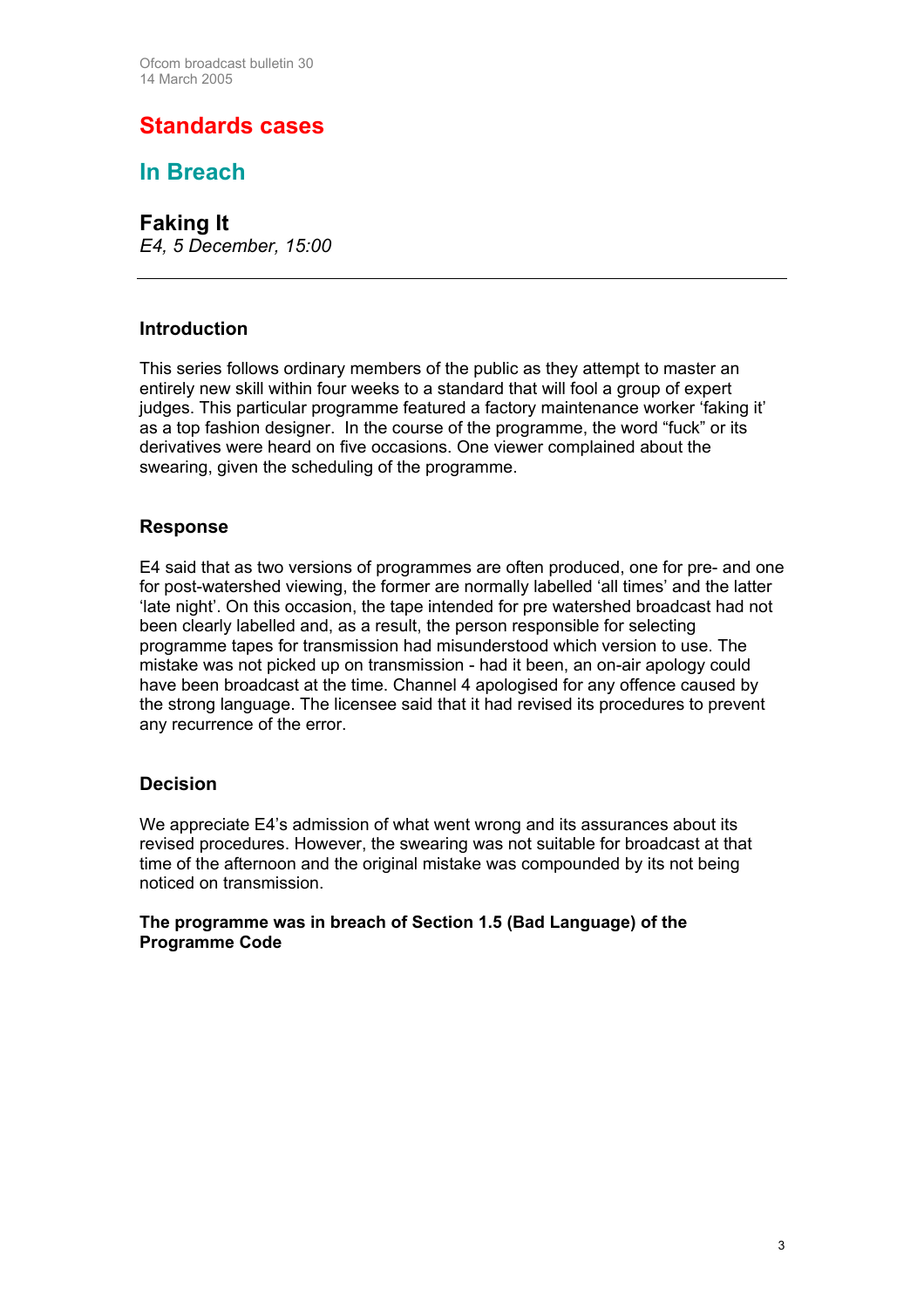# Standards cases

## In Breach

### Faking It

*E4, 5 December, 15:00*

---

#### Introduction

This series follows ordinary members of the public as they attempt to master an entirely new skill within four weeks to a standard that will fool a group of expert judges. This particular programme featured a factory maintenance worker 'faking it' as a top fashion designer. In the course of the programme, the word "fuck" or its derivatives were heard on five occasions. One viewer complained about the swearing, given the scheduling of the programme.

#### Response

E4 said that as two versions of programmes are often produced, one for pre- and one for post-watershed viewing, the former are normally labelled 'all times' and the latter 'late night'. On this occasion, the tape intended for pre watershed broadcast had not been clearly labelled and, as a result, the person responsible for selecting programme tapes for transmission had misunderstood which version to use. The mistake was not picked up on transmission - had it been, an on-air apology could have been broadcast at the time. Channel 4 apologised for any offence caused by the strong language. The licensee said that it had revised its procedures to prevent any recurrence of the error.

#### Decision

We appreciate E4's admission of what went wrong and its assurances about its revised procedures. However, the swearing was not suitable for broadcast at that time of the afternoon and the original mistake was compounded by its not being noticed on transmission.

**The programme was in breach of Section 1.5 (Bad Language) of the Programme Code**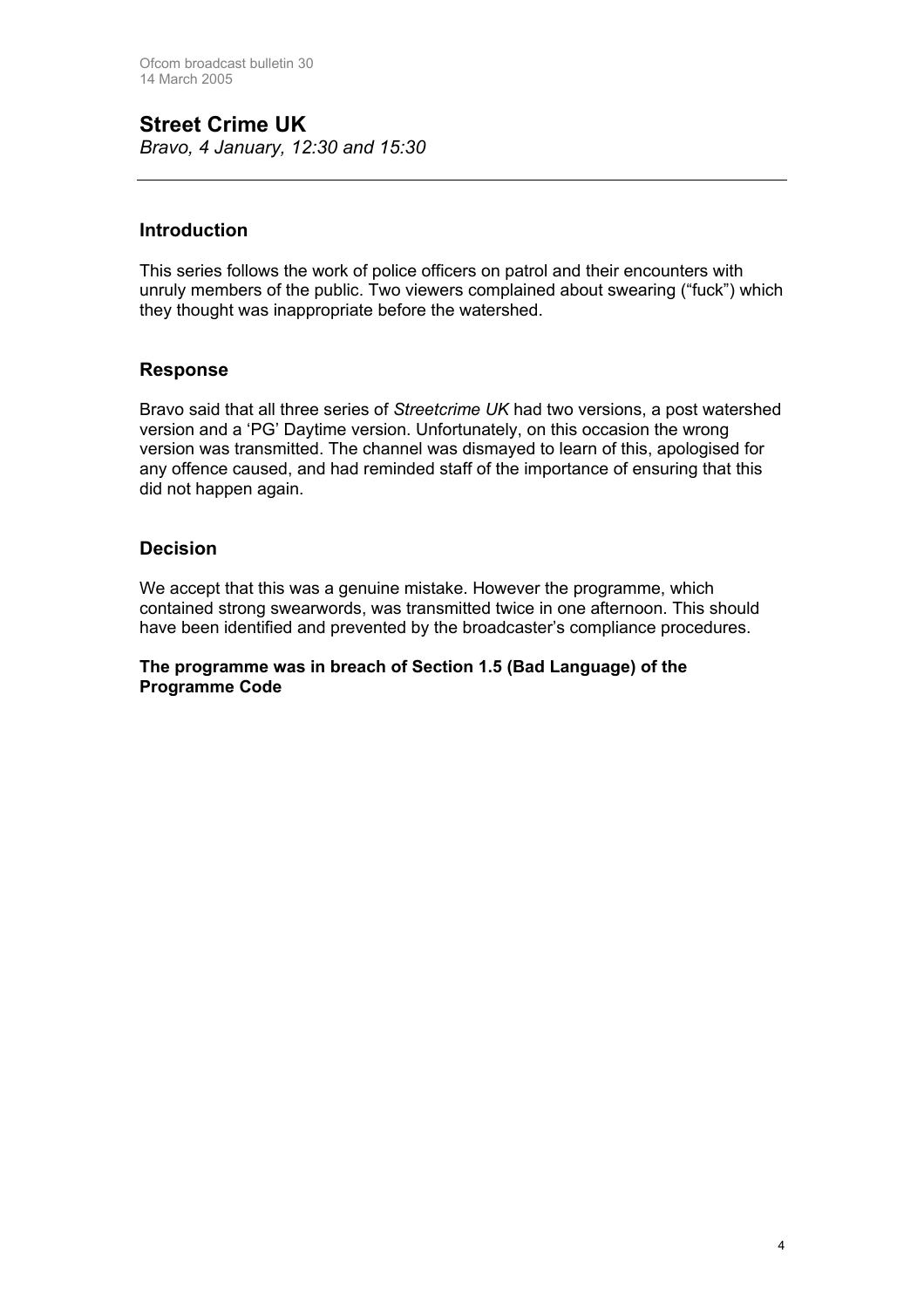## Street Crime UK

*Bravo, 4 January, 12:30 and 15:30*

---

### Introduction

This series follows the work of police officers on patrol and their encounters with unruly members of the public. Two viewers complained about swearing ("fuck") which they thought was inappropriate before the watershed.

### Response

Bravo said that all three series of *Streetcrime UK* had two versions, a post watershed version and a 'PG' Daytime version. Unfortunately, on this occasion the wrong version was transmitted. The channel was dismayed to learn of this, apologised for any offence caused, and had reminded staff of the importance of ensuring that this did not happen again.

### Decision

We accept that this was a genuine mistake. However the programme, which contained strong swearwords, was transmitted twice in one afternoon. This should have been identified and prevented by the broadcaster's compliance procedures.

**The programme was in breach of Section 1.5 (Bad Language) of the Programme Code**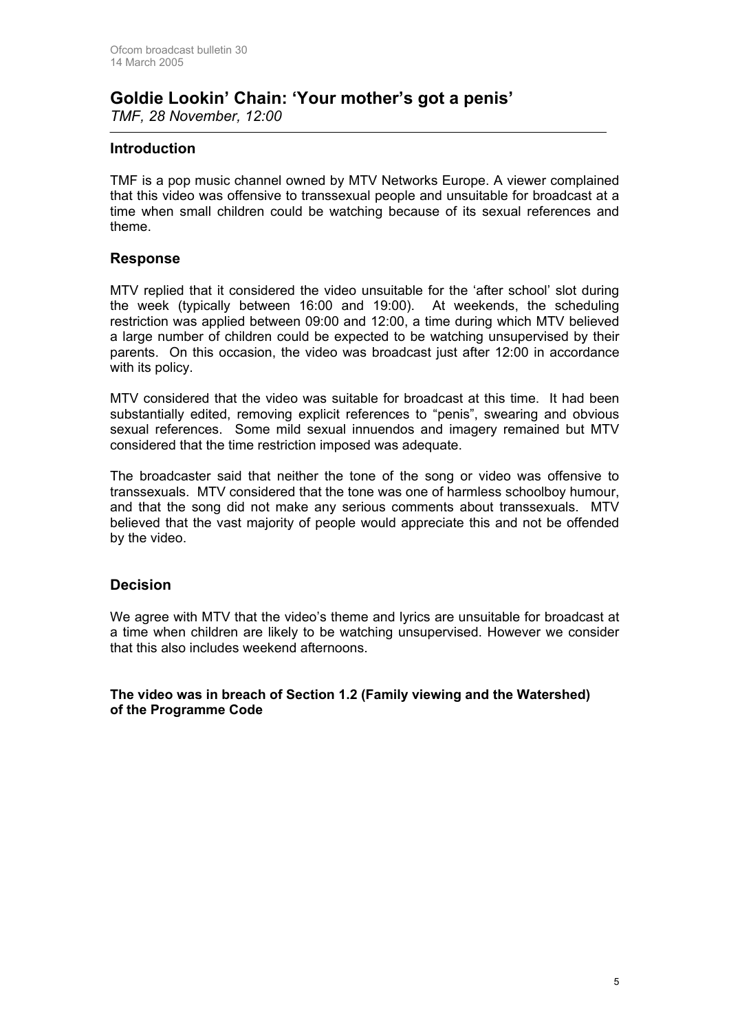## Goldie Lookin' Chain: 'Your mother's got a penis'

*TMF, 28 November, 12:00*

### Introduction

TMF is a pop music channel owned by MTV Networks Europe. A viewer complained that this video was offensive to transsexual people and unsuitable for broadcast at a time when small children could be watching because of its sexual references and theme.

### Response

MTV replied that it considered the video unsuitable for the 'after school' slot during the week (typically between 16:00 and 19:00). At weekends, the scheduling restriction was applied between 09:00 and 12:00, a time during which MTV believed a large number of children could be expected to be watching unsupervised by their parents. On this occasion, the video was broadcast just after 12:00 in accordance with its policy.

MTV considered that the video was suitable for broadcast at this time. It had been substantially edited, removing explicit references to "penis", swearing and obvious sexual references. Some mild sexual innuendos and imagery remained but MTV considered that the time restriction imposed was adequate.

The broadcaster said that neither the tone of the song or video was offensive to transsexuals. MTV considered that the tone was one of harmless schoolboy humour, and that the song did not make any serious comments about transsexuals. MTV believed that the vast majority of people would appreciate this and not be offended by the video.

### Decision

We agree with MTV that the video's theme and lyrics are unsuitable for broadcast at a time when children are likely to be watching unsupervised. However we consider that this also includes weekend afternoons.

**The video was in breach of Section 1.2 (Family viewing and the Watershed) of the Programme Code**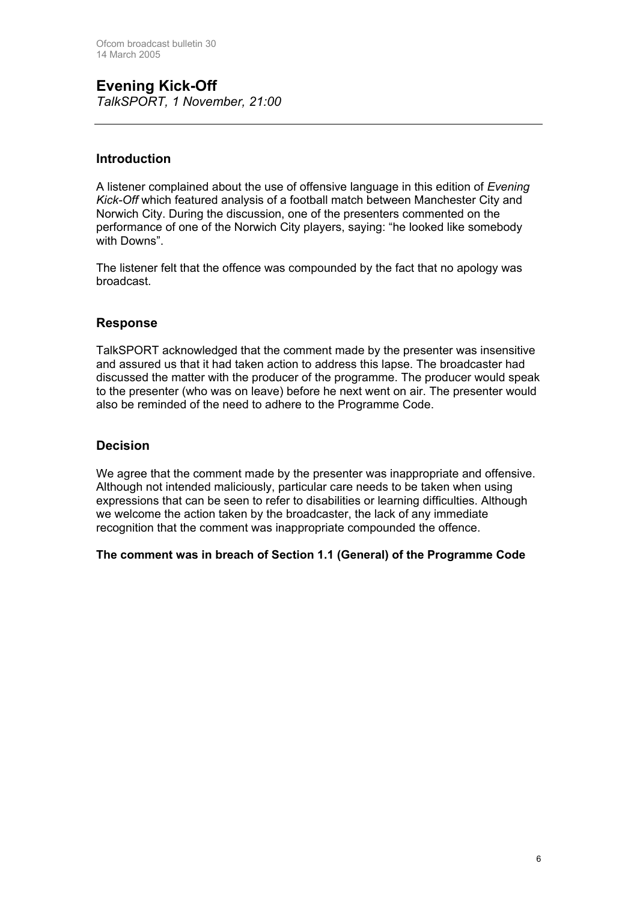# Evening Kick-Off

*TalkSPORT, 1 November, 21:00*

---

## Introduction

A listener complained about the use of offensive language in this edition of *Evening Kick-Off* which featured analysis of a football match between Manchester City and Norwich City. During the discussion, one of the presenters commented on the performance of one of the Norwich City players, saying: "he looked like somebody with Downs".

The listener felt that the offence was compounded by the fact that no apology was broadcast.

## Response

TalkSPORT acknowledged that the comment made by the presenter was insensitive and assured us that it had taken action to address this lapse. The broadcaster had discussed the matter with the producer of the programme. The producer would speak to the presenter (who was on leave) before he next went on air. The presenter would also be reminded of the need to adhere to the Programme Code.

## Decision

We agree that the comment made by the presenter was inappropriate and offensive. Although not intended maliciously, particular care needs to be taken when using expressions that can be seen to refer to disabilities or learning difficulties. Although we welcome the action taken by the broadcaster, the lack of any immediate recognition that the comment was inappropriate compounded the offence.

**The comment was in breach of Section 1.1 (General) of the Programme Code**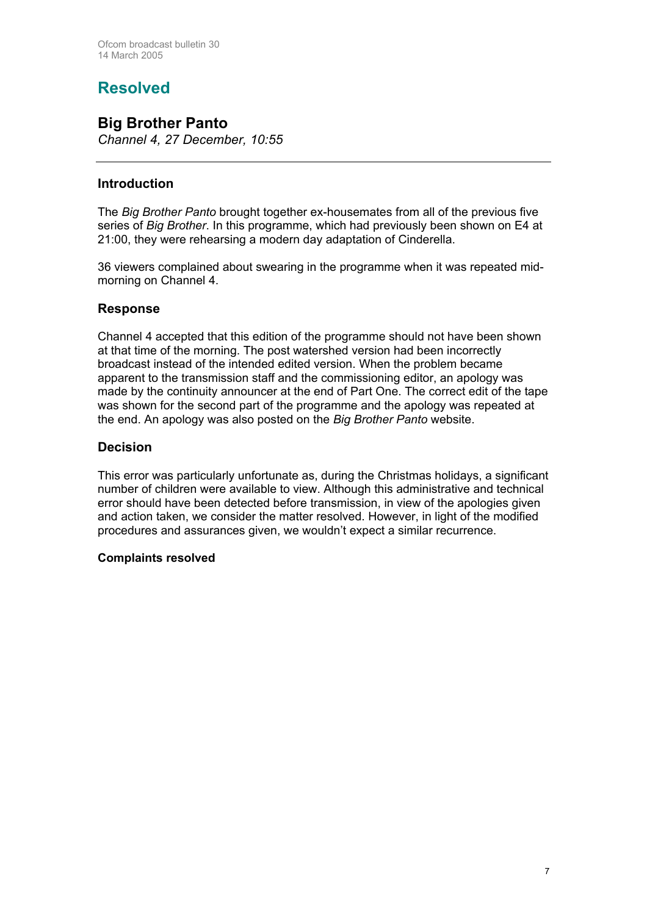# Resolved

## Big Brother Panto

*Channel 4, 27 December, 10:55*

---

### Introduction

The *Big Brother Panto* brought together ex-housemates from all of the previous five series of *Big Brother*. In this programme, which had previously been shown on E4 at 21:00, they were rehearsing a modern day adaptation of Cinderella.

36 viewers complained about swearing in the programme when it was repeated mid-morning on Channel 4.

### Response

Channel 4 accepted that this edition of the programme should not have been shown at that time of the morning. The post watershed version had been incorrectly broadcast instead of the intended edited version. When the problem became apparent to the transmission staff and the commissioning editor, an apology was made by the continuity announcer at the end of Part One. The correct edit of the tape was shown for the second part of the programme and the apology was repeated at the end. An apology was also posted on the *Big Brother Panto* website.

### Decision

This error was particularly unfortunate as, during the Christmas holidays, a significant number of children were available to view. Although this administrative and technical error should have been detected before transmission, in view of the apologies given and action taken, we consider the matter resolved. However, in light of the modified procedures and assurances given, we wouldn't expect a similar recurrence.

**Complaints resolved**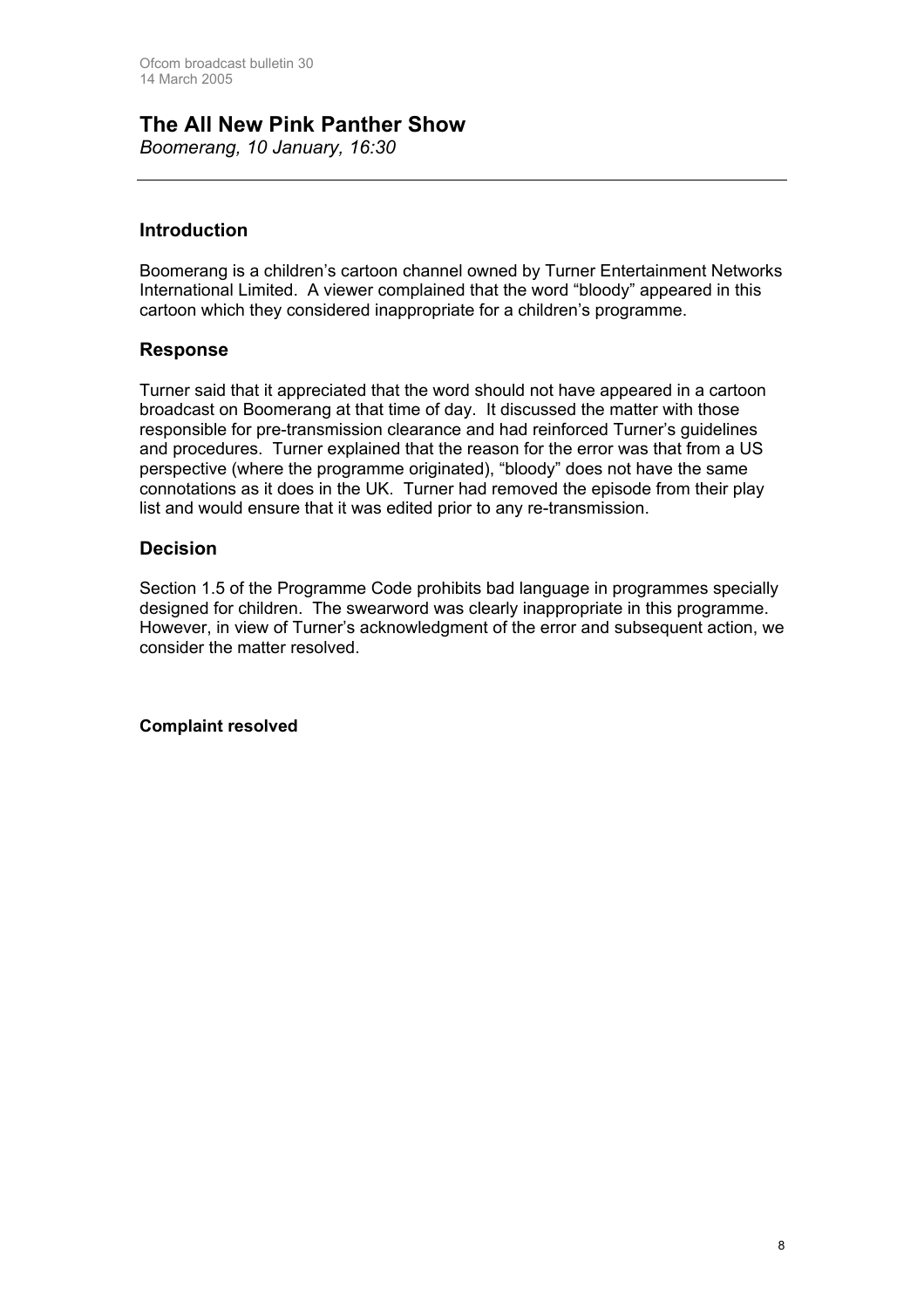## The All New Pink Panther Show

*Boomerang, 10 January, 16:30*

### Introduction

Boomerang is a children's cartoon channel owned by Turner Entertainment Networks International Limited. A viewer complained that the word "bloody" appeared in this cartoon which they considered inappropriate for a children's programme.

### Response

Turner said that it appreciated that the word should not have appeared in a cartoon broadcast on Boomerang at that time of day. It discussed the matter with those responsible for pre-transmission clearance and had reinforced Turner's guidelines and procedures. Turner explained that the reason for the error was that from a US perspective (where the programme originated), "bloody" does not have the same connotations as it does in the UK. Turner had removed the episode from their play list and would ensure that it was edited prior to any re-transmission.

### Decision

Section 1.5 of the Programme Code prohibits bad language in programmes specially designed for children. The swearword was clearly inappropriate in this programme. However, in view of Turner's acknowledgment of the error and subsequent action, we consider the matter resolved.

**Complaint resolved**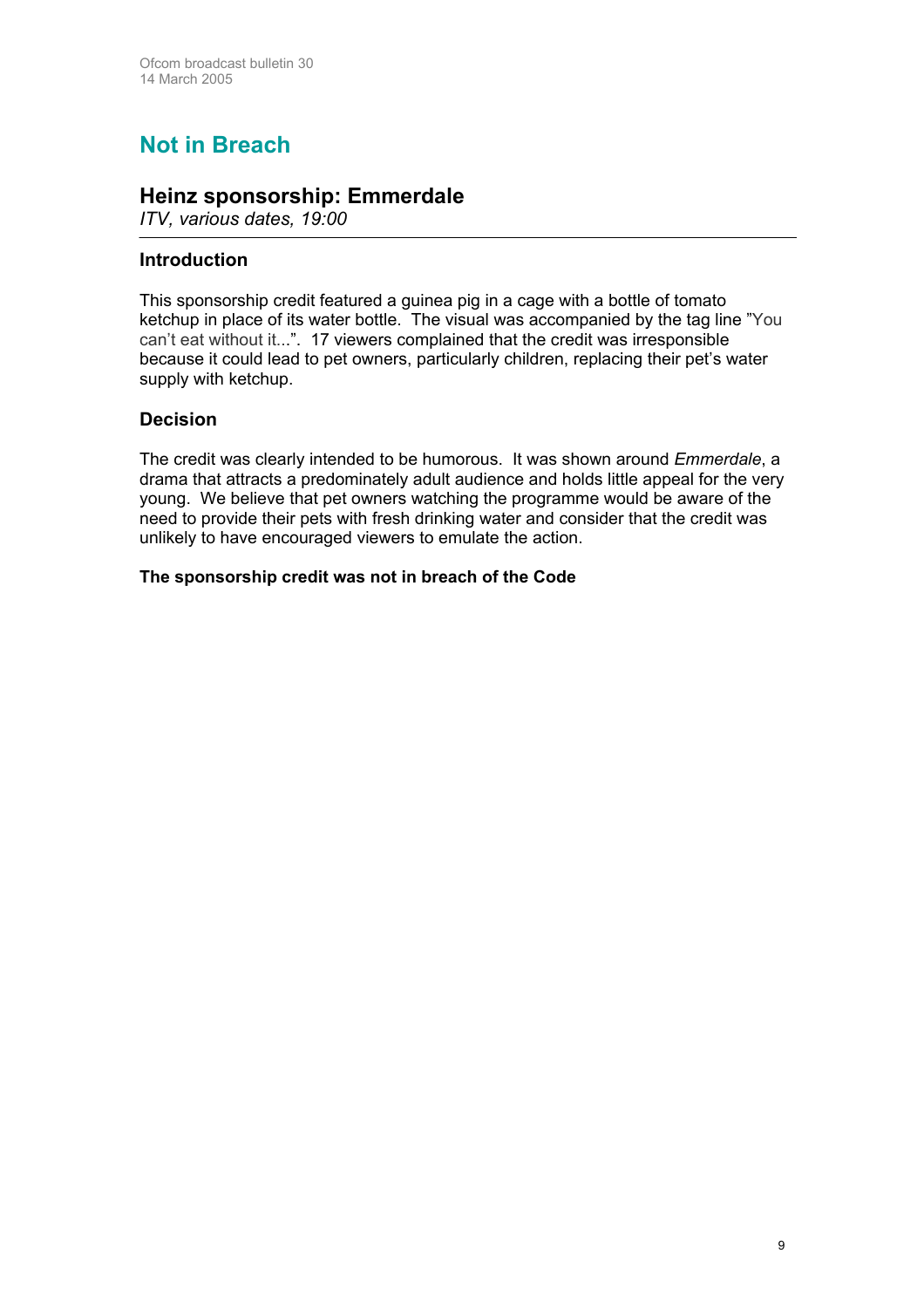# Not in Breach

## Heinz sponsorship: Emmerdale

*ITV, various dates, 19:00*

### Introduction

This sponsorship credit featured a guinea pig in a cage with a bottle of tomato ketchup in place of its water bottle. The visual was accompanied by the tag line "You can't eat without it...". 17 viewers complained that the credit was irresponsible because it could lead to pet owners, particularly children, replacing their pet's water supply with ketchup.

### Decision

The credit was clearly intended to be humorous. It was shown around *Emmerdale*, a drama that attracts a predominately adult audience and holds little appeal for the very young. We believe that pet owners watching the programme would be aware of the need to provide their pets with fresh drinking water and consider that the credit was unlikely to have encouraged viewers to emulate the action.

**The sponsorship credit was not in breach of the Code**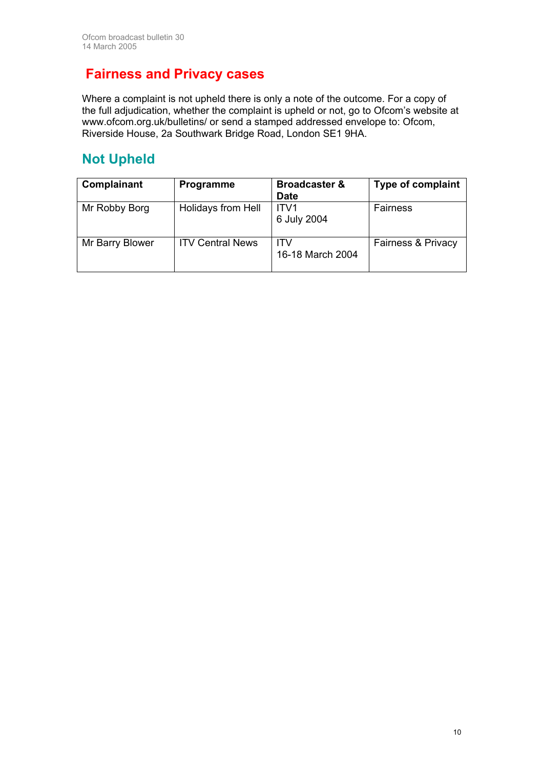# Fairness and Privacy cases

Where a complaint is not upheld there is only a note of the outcome. For a copy of the full adjudication, whether the complaint is upheld or not, go to Ofcom's website at www.ofcom.org.uk/bulletins/ or send a stamped addressed envelope to: Ofcom, Riverside House, 2a Southwark Bridge Road, London SE1 9HA.

## Not Upheld

| Complainant | Programme | Broadcaster & Date | Type of complaint |
|---|---|---|---|
| Mr Robby Borg | Holidays from Hell | ITV1<br>6 July 2004 | Fairness |
| Mr Barry Blower | ITV Central News | ITV<br>16-18 March 2004 | Fairness & Privacy |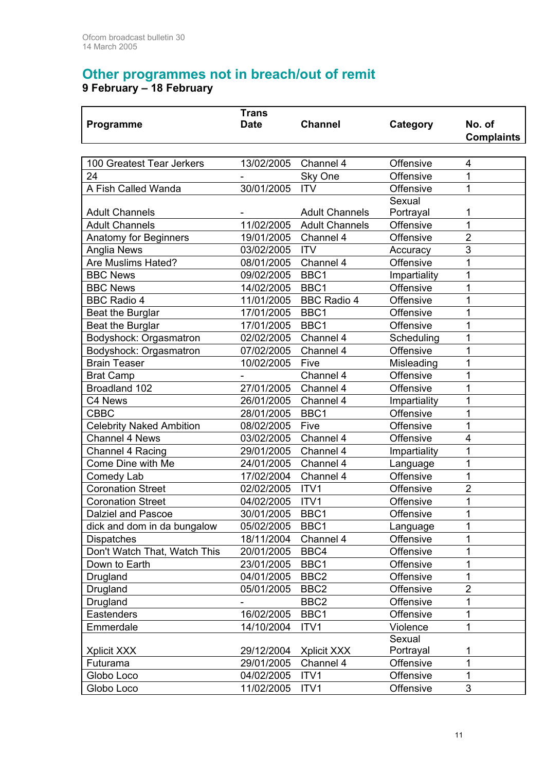## Other programmes not in breach/out of remit

**9 February – 18 February**

| Programme | Trans Date | Channel | Category | No. of Complaints |
|---|---|---|---|---|
| 100 Greatest Tear Jerkers | 13/02/2005 | Channel 4 | Offensive | 4 |
| 24 | - | Sky One | Offensive | 1 |
| A Fish Called Wanda | 30/01/2005 | ITV | Offensive | 1 |
| Adult Channels | - | Adult Channels | Sexual Portrayal | 1 |
| Adult Channels | 11/02/2005 | Adult Channels | Offensive | 1 |
| Anatomy for Beginners | 19/01/2005 | Channel 4 | Offensive | 2 |
| Anglia News | 03/02/2005 | ITV | Accuracy | 3 |
| Are Muslims Hated? | 08/01/2005 | Channel 4 | Offensive | 1 |
| BBC News | 09/02/2005 | BBC1 | Impartiality | 1 |
| BBC News | 14/02/2005 | BBC1 | Offensive | 1 |
| BBC Radio 4 | 11/01/2005 | BBC Radio 4 | Offensive | 1 |
| Beat the Burglar | 17/01/2005 | BBC1 | Offensive | 1 |
| Beat the Burglar | 17/01/2005 | BBC1 | Offensive | 1 |
| Bodyshock: Orgasmatron | 02/02/2005 | Channel 4 | Scheduling | 1 |
| Bodyshock: Orgasmatron | 07/02/2005 | Channel 4 | Offensive | 1 |
| Brain Teaser | 10/02/2005 | Five | Misleading | 1 |
| Brat Camp | - | Channel 4 | Offensive | 1 |
| Broadland 102 | 27/01/2005 | Channel 4 | Offensive | 1 |
| C4 News | 26/01/2005 | Channel 4 | Impartiality | 1 |
| CBBC | 28/01/2005 | BBC1 | Offensive | 1 |
| Celebrity Naked Ambition | 08/02/2005 | Five | Offensive | 1 |
| Channel 4 News | 03/02/2005 | Channel 4 | Offensive | 4 |
| Channel 4 Racing | 29/01/2005 | Channel 4 | Impartiality | 1 |
| Come Dine with Me | 24/01/2005 | Channel 4 | Language | 1 |
| Comedy Lab | 17/02/2004 | Channel 4 | Offensive | 1 |
| Coronation Street | 02/02/2005 | ITV1 | Offensive | 2 |
| Coronation Street | 04/02/2005 | ITV1 | Offensive | 1 |
| Dalziel and Pascoe | 30/01/2005 | BBC1 | Offensive | 1 |
| dick and dom in da bungalow | 05/02/2005 | BBC1 | Language | 1 |
| Dispatches | 18/11/2004 | Channel 4 | Offensive | 1 |
| Don't Watch That, Watch This | 20/01/2005 | BBC4 | Offensive | 1 |
| Down to Earth | 23/01/2005 | BBC1 | Offensive | 1 |
| Drugland | 04/01/2005 | BBC2 | Offensive | 1 |
| Drugland | 05/01/2005 | BBC2 | Offensive | 2 |
| Drugland | - | BBC2 | Offensive | 1 |
| Eastenders | 16/02/2005 | BBC1 | Offensive | 1 |
| Emmerdale | 14/10/2004 | ITV1 | Violence | 1 |
| Xplicit XXX | 29/12/2004 | Xplicit XXX | Sexual Portrayal | 1 |
| Futurama | 29/01/2005 | Channel 4 | Offensive | 1 |
| Globo Loco | 04/02/2005 | ITV1 | Offensive | 1 |
| Globo Loco | 11/02/2005 | ITV1 | Offensive | 3 |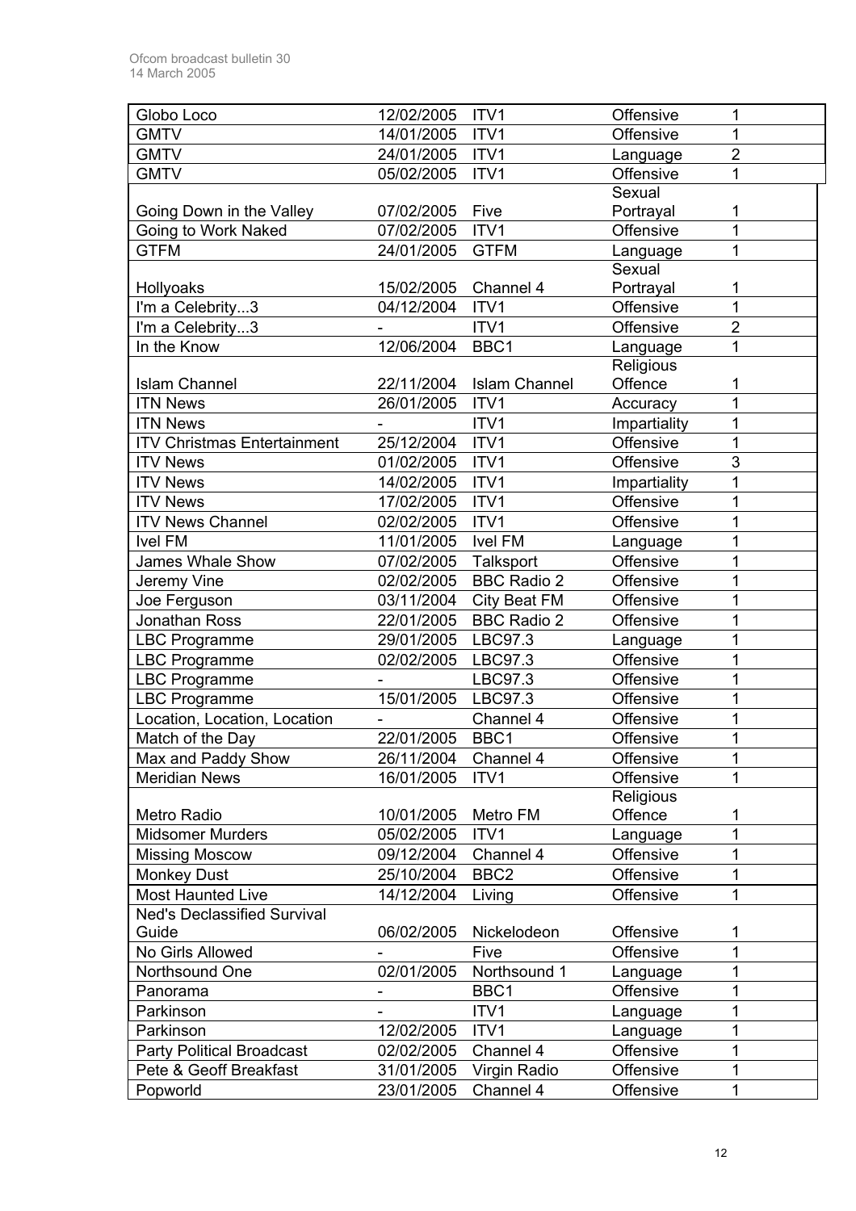| Globo Loco | 12/02/2005 | ITV1 | Offensive | 1 |
|---|---|---|---|---|
| GMTV | 14/01/2005 | ITV1 | Offensive | 1 |
| GMTV | 24/01/2005 | ITV1 | Language | 2 |
| GMTV | 05/02/2005 | ITV1 | Offensive | 1 |
| Going Down in the Valley | 07/02/2005 | Five | Sexual Portrayal | 1 |
| Going to Work Naked | 07/02/2005 | ITV1 | Offensive | 1 |
| GTFM | 24/01/2005 | GTFM | Language | 1 |
| Hollyoaks | 15/02/2005 | Channel 4 | Sexual Portrayal | 1 |
| I'm a Celebrity...3 | 04/12/2004 | ITV1 | Offensive | 1 |
| I'm a Celebrity...3 | - | ITV1 | Offensive | 2 |
| In the Know | 12/06/2004 | BBC1 | Language | 1 |
| Islam Channel | 22/11/2004 | Islam Channel | Religious Offence | 1 |
| ITN News | 26/01/2005 | ITV1 | Accuracy | 1 |
| ITN News | - | ITV1 | Impartiality | 1 |
| ITV Christmas Entertainment | 25/12/2004 | ITV1 | Offensive | 1 |
| ITV News | 01/02/2005 | ITV1 | Offensive | 3 |
| ITV News | 14/02/2005 | ITV1 | Impartiality | 1 |
| ITV News | 17/02/2005 | ITV1 | Offensive | 1 |
| ITV News Channel | 02/02/2005 | ITV1 | Offensive | 1 |
| Ivel FM | 11/01/2005 | Ivel FM | Language | 1 |
| James Whale Show | 07/02/2005 | Talksport | Offensive | 1 |
| Jeremy Vine | 02/02/2005 | BBC Radio 2 | Offensive | 1 |
| Joe Ferguson | 03/11/2004 | City Beat FM | Offensive | 1 |
| Jonathan Ross | 22/01/2005 | BBC Radio 2 | Offensive | 1 |
| LBC Programme | 29/01/2005 | LBC97.3 | Language | 1 |
| LBC Programme | 02/02/2005 | LBC97.3 | Offensive | 1 |
| LBC Programme | - | LBC97.3 | Offensive | 1 |
| LBC Programme | 15/01/2005 | LBC97.3 | Offensive | 1 |
| Location, Location, Location | - | Channel 4 | Offensive | 1 |
| Match of the Day | 22/01/2005 | BBC1 | Offensive | 1 |
| Max and Paddy Show | 26/11/2004 | Channel 4 | Offensive | 1 |
| Meridian News | 16/01/2005 | ITV1 | Offensive | 1 |
| Metro Radio | 10/01/2005 | Metro FM | Religious Offence | 1 |
| Midsomer Murders | 05/02/2005 | ITV1 | Language | 1 |
| Missing Moscow | 09/12/2004 | Channel 4 | Offensive | 1 |
| Monkey Dust | 25/10/2004 | BBC2 | Offensive | 1 |
| Most Haunted Live | 14/12/2004 | Living | Offensive | 1 |
| Ned's Declassified Survival Guide | 06/02/2005 | Nickelodeon | Offensive | 1 |
| No Girls Allowed | - | Five | Offensive | 1 |
| Northsound One | 02/01/2005 | Northsound 1 | Language | 1 |
| Panorama | - | BBC1 | Offensive | 1 |
| Parkinson | - | ITV1 | Language | 1 |
| Parkinson | 12/02/2005 | ITV1 | Language | 1 |
| Party Political Broadcast | 02/02/2005 | Channel 4 | Offensive | 1 |
| Pete & Geoff Breakfast | 31/01/2005 | Virgin Radio | Offensive | 1 |
| Popworld | 23/01/2005 | Channel 4 | Offensive | 1 |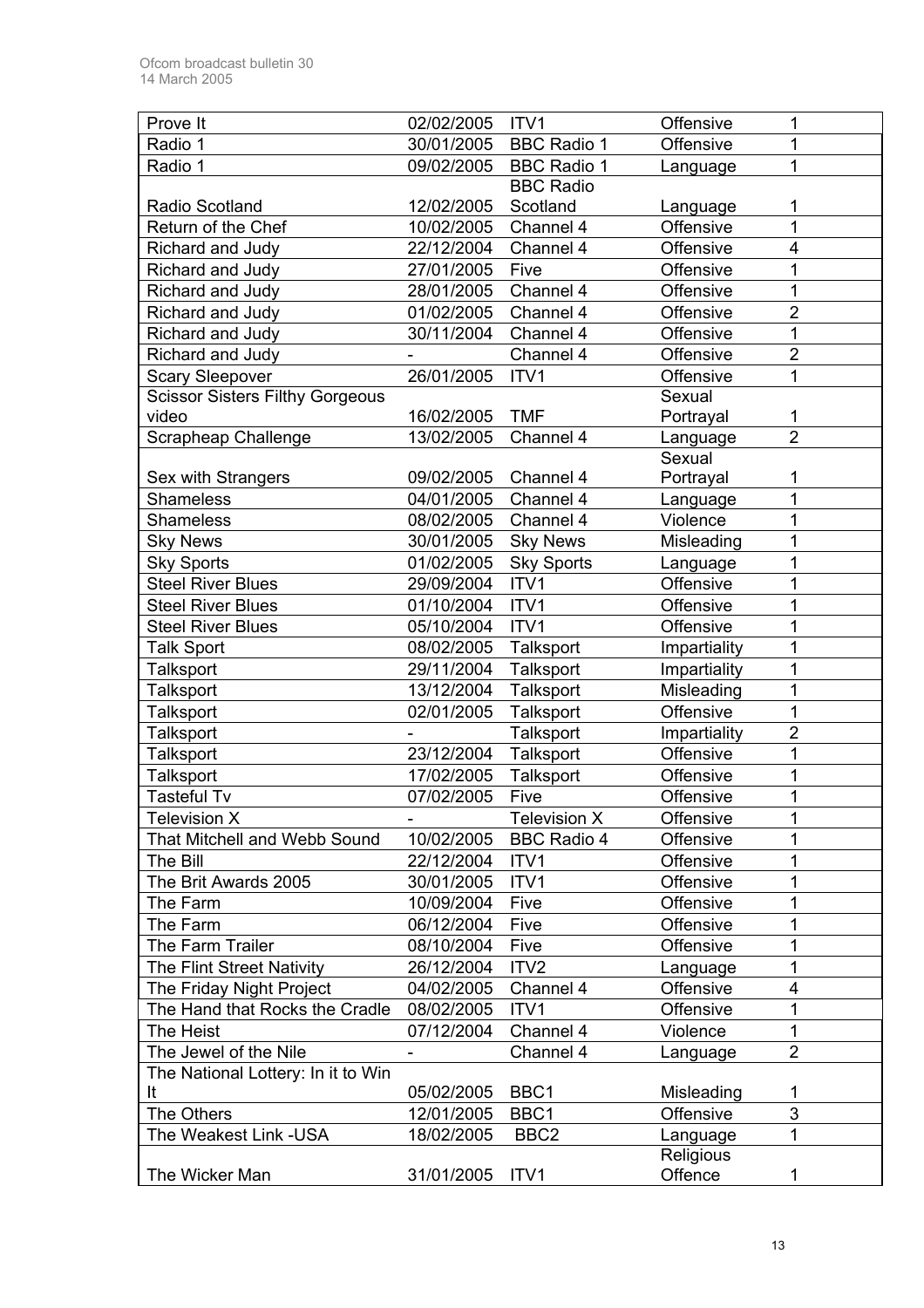| Prove It | 02/02/2005 | ITV1 | Offensive | 1 |
|---|---|---|---|---|
| Radio 1 | 30/01/2005 | BBC Radio 1 | Offensive | 1 |
| Radio 1 | 09/02/2005 | BBC Radio 1 | Language | 1 |
| Radio Scotland | 12/02/2005 | BBC Radio Scotland | Language | 1 |
| Return of the Chef | 10/02/2005 | Channel 4 | Offensive | 1 |
| Richard and Judy | 22/12/2004 | Channel 4 | Offensive | 4 |
| Richard and Judy | 27/01/2005 | Five | Offensive | 1 |
| Richard and Judy | 28/01/2005 | Channel 4 | Offensive | 1 |
| Richard and Judy | 01/02/2005 | Channel 4 | Offensive | 2 |
| Richard and Judy | 30/11/2004 | Channel 4 | Offensive | 1 |
| Richard and Judy | - | Channel 4 | Offensive | 2 |
| Scary Sleepover | 26/01/2005 | ITV1 | Offensive | 1 |
| Scissor Sisters Filthy Gorgeous video | 16/02/2005 | TMF | Sexual Portrayal | 1 |
| Scrapheap Challenge | 13/02/2005 | Channel 4 | Language | 2 |
| Sex with Strangers | 09/02/2005 | Channel 4 | Sexual Portrayal | 1 |
| Shameless | 04/01/2005 | Channel 4 | Language | 1 |
| Shameless | 08/02/2005 | Channel 4 | Violence | 1 |
| Sky News | 30/01/2005 | Sky News | Misleading | 1 |
| Sky Sports | 01/02/2005 | Sky Sports | Language | 1 |
| Steel River Blues | 29/09/2004 | ITV1 | Offensive | 1 |
| Steel River Blues | 01/10/2004 | ITV1 | Offensive | 1 |
| Steel River Blues | 05/10/2004 | ITV1 | Offensive | 1 |
| Talk Sport | 08/02/2005 | Talksport | Impartiality | 1 |
| Talksport | 29/11/2004 | Talksport | Impartiality | 1 |
| Talksport | 13/12/2004 | Talksport | Misleading | 1 |
| Talksport | 02/01/2005 | Talksport | Offensive | 1 |
| Talksport | - | Talksport | Impartiality | 2 |
| Talksport | 23/12/2004 | Talksport | Offensive | 1 |
| Talksport | 17/02/2005 | Talksport | Offensive | 1 |
| Tasteful Tv | 07/02/2005 | Five | Offensive | 1 |
| Television X | - | Television X | Offensive | 1 |
| That Mitchell and Webb Sound | 10/02/2005 | BBC Radio 4 | Offensive | 1 |
| The Bill | 22/12/2004 | ITV1 | Offensive | 1 |
| The Brit Awards 2005 | 30/01/2005 | ITV1 | Offensive | 1 |
| The Farm | 10/09/2004 | Five | Offensive | 1 |
| The Farm | 06/12/2004 | Five | Offensive | 1 |
| The Farm Trailer | 08/10/2004 | Five | Offensive | 1 |
| The Flint Street Nativity | 26/12/2004 | ITV2 | Language | 1 |
| The Friday Night Project | 04/02/2005 | Channel 4 | Offensive | 4 |
| The Hand that Rocks the Cradle | 08/02/2005 | ITV1 | Offensive | 1 |
| The Heist | 07/12/2004 | Channel 4 | Violence | 1 |
| The Jewel of the Nile | - | Channel 4 | Language | 2 |
| The National Lottery: In it to Win It | 05/02/2005 | BBC1 | Misleading | 1 |
| The Others | 12/01/2005 | BBC1 | Offensive | 3 |
| The Weakest Link -USA | 18/02/2005 | BBC2 | Language | 1 |
| The Wicker Man | 31/01/2005 | ITV1 | Religious Offence | 1 |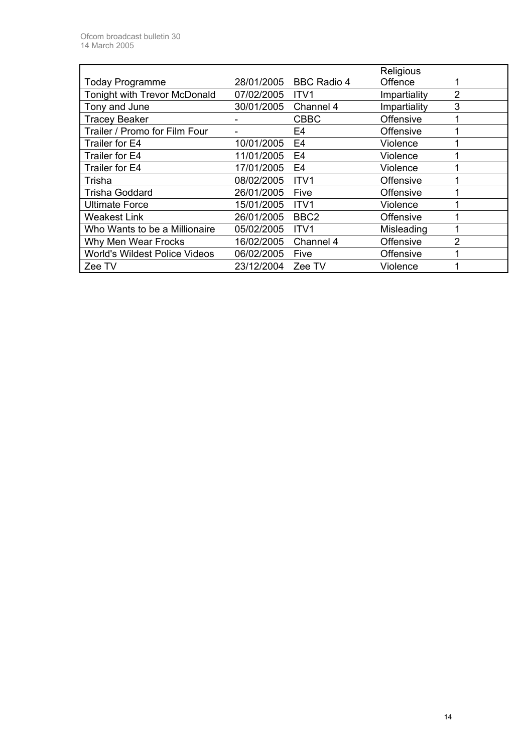| | | | | |
|---|---|---|---|---|
| Today Programme | 28/01/2005 | BBC Radio 4 | Religious Offence | 1 |
| Tonight with Trevor McDonald | 07/02/2005 | ITV1 | Impartiality | 2 |
| Tony and June | 30/01/2005 | Channel 4 | Impartiality | 3 |
| Tracey Beaker | - | CBBC | Offensive | 1 |
| Trailer / Promo for Film Four | - | E4 | Offensive | 1 |
| Trailer for E4 | 10/01/2005 | E4 | Violence | 1 |
| Trailer for E4 | 11/01/2005 | E4 | Violence | 1 |
| Trailer for E4 | 17/01/2005 | E4 | Violence | 1 |
| Trisha | 08/02/2005 | ITV1 | Offensive | 1 |
| Trisha Goddard | 26/01/2005 | Five | Offensive | 1 |
| Ultimate Force | 15/01/2005 | ITV1 | Violence | 1 |
| Weakest Link | 26/01/2005 | BBC2 | Offensive | 1 |
| Who Wants to be a Millionaire | 05/02/2005 | ITV1 | Misleading | 1 |
| Why Men Wear Frocks | 16/02/2005 | Channel 4 | Offensive | 2 |
| World's Wildest Police Videos | 06/02/2005 | Five | Offensive | 1 |
| Zee TV | 23/12/2004 | Zee TV | Violence | 1 |